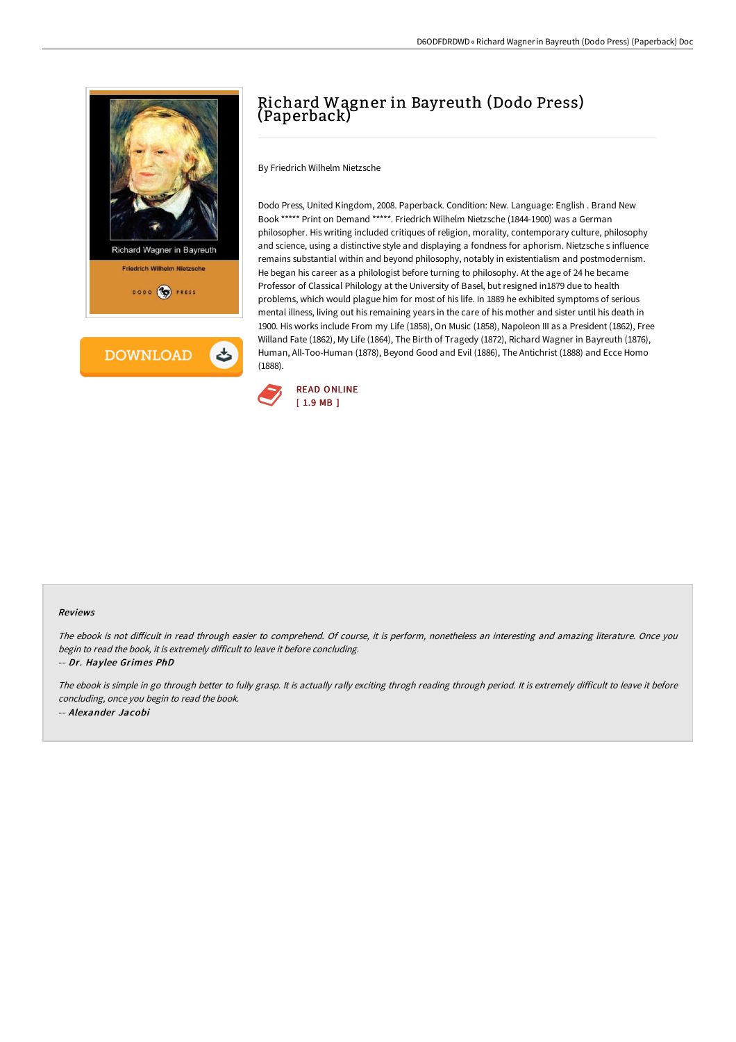# Richard Wagner in Bayreuth (Dodo Press) (Paperback)

By Friedrich Wilhelm Nietzsche

Dodo Press, United Kingdom, 2008. Paperback. Condition: New. Language: English . Brand New Book ***** Print on Demand *****. Friedrich Wilhelm Nietzsche (1844-1900) was a German philosopher. His writing included critiques of religion, morality, contemporary culture, philosophy and science, using a distinctive style and displaying a fondness for aphorism. Nietzsche s influence remains substantial within and beyond philosophy, notably in existentialism and postmodernism. He began his career as a philologist before turning to philosophy. At the age of 24 he became Professor of Classical Philology at the University of Basel, but resigned in1879 due to health problems, which would plague him for most of his life. In 1889 he exhibited symptoms of serious mental illness, living out his remaining years in the care of his mother and sister until his death in 1900. His works include From my Life (1858), On Music (1858), Napoleon III as a President (1862), Free Willand Fate (1862), My Life (1864), The Birth of Tragedy (1872), Richard Wagner in Bayreuth (1876), Human, All-Too-Human (1878), Beyond Good and Evil (1886), The Antichrist (1888) and Ecce Homo (1888).

READ ONLINE
[ 1.9 MB ]

#### Reviews

*The ebook is not difficult in read through easier to comprehend. Of course, it is perform, nonetheless an interesting and amazing literature. Once you begin to read the book, it is extremely difficult to leave it before concluding.*

*-- Dr. Haylee Grimes PhD*

*The ebook is simple in go through better to fully grasp. It is actually rally exciting throgh reading through period. It is extremely difficult to leave it before concluding, once you begin to read the book.*

*-- Alexander Jacobi*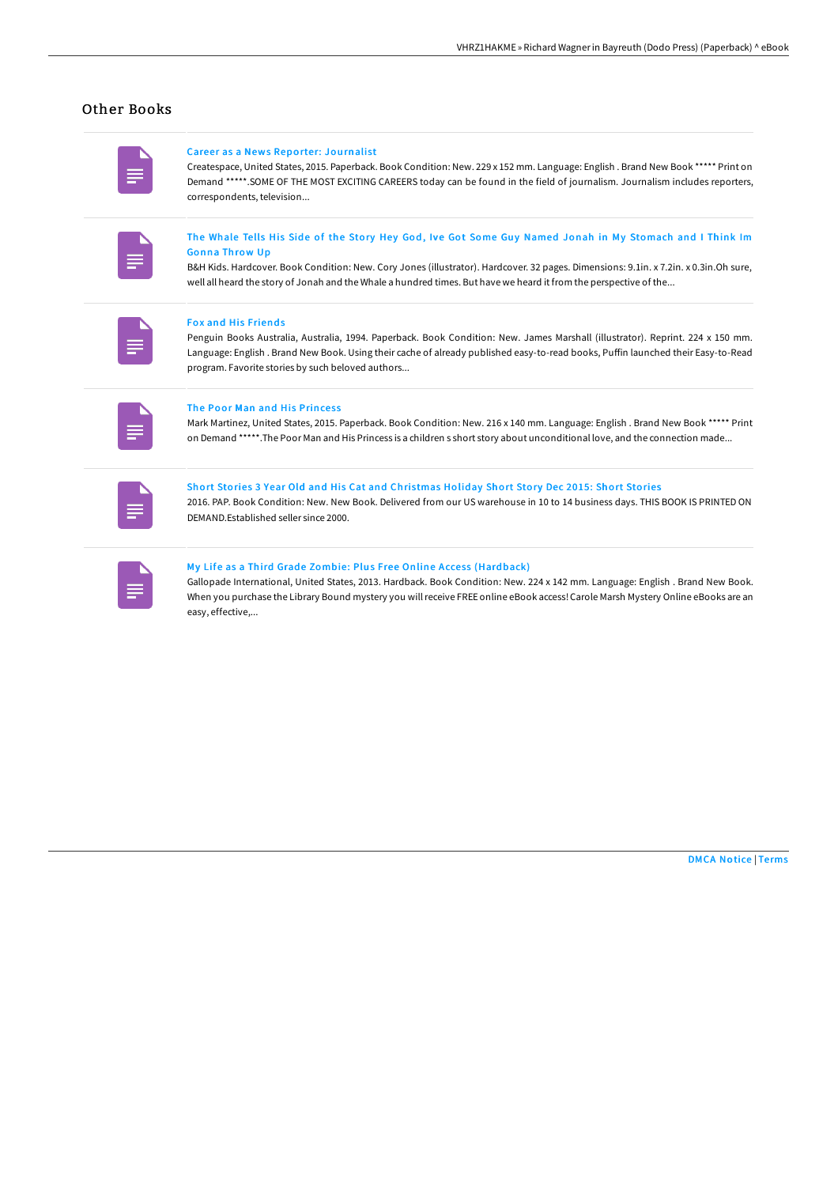## Other Books

### Career as a News Reporter: Journalist

Createspace, United States, 2015. Paperback. Book Condition: New. 229 x 152 mm. Language: English . Brand New Book ***** Print on Demand *****.SOME OF THE MOST EXCITING CAREERS today can be found in the field of journalism. Journalism includes reporters, correspondents, television...

### The Whale Tells His Side of the Story Hey God, Ive Got Some Guy Named Jonah in My Stomach and I Think Im Gonna Throw Up

B&H Kids. Hardcover. Book Condition: New. Cory Jones (illustrator). Hardcover. 32 pages. Dimensions: 9.1in. x 7.2in. x 0.3in.Oh sure, well all heard the story of Jonah and the Whale a hundred times. But have we heard it from the perspective of the...

### Fox and His Friends

Penguin Books Australia, Australia, 1994. Paperback. Book Condition: New. James Marshall (illustrator). Reprint. 224 x 150 mm. Language: English . Brand New Book. Using their cache of already published easy-to-read books, Puffin launched their Easy-to-Read program. Favorite stories by such beloved authors...

### The Poor Man and His Princess

Mark Martinez, United States, 2015. Paperback. Book Condition: New. 216 x 140 mm. Language: English . Brand New Book ***** Print on Demand *****.The Poor Man and His Princess is a children s short story about unconditional love, and the connection made...

### Short Stories 3 Year Old and His Cat and Christmas Holiday Short Story Dec 2015: Short Stories

2016. PAP. Book Condition: New. New Book. Delivered from our US warehouse in 10 to 14 business days. THIS BOOK IS PRINTED ON DEMAND.Established seller since 2000.

### My Life as a Third Grade Zombie: Plus Free Online Access (Hardback)

Gallopade International, United States, 2013. Hardback. Book Condition: New. 224 x 142 mm. Language: English . Brand New Book. When you purchase the Library Bound mystery you will receive FREE online eBook access! Carole Marsh Mystery Online eBooks are an easy, effective,...